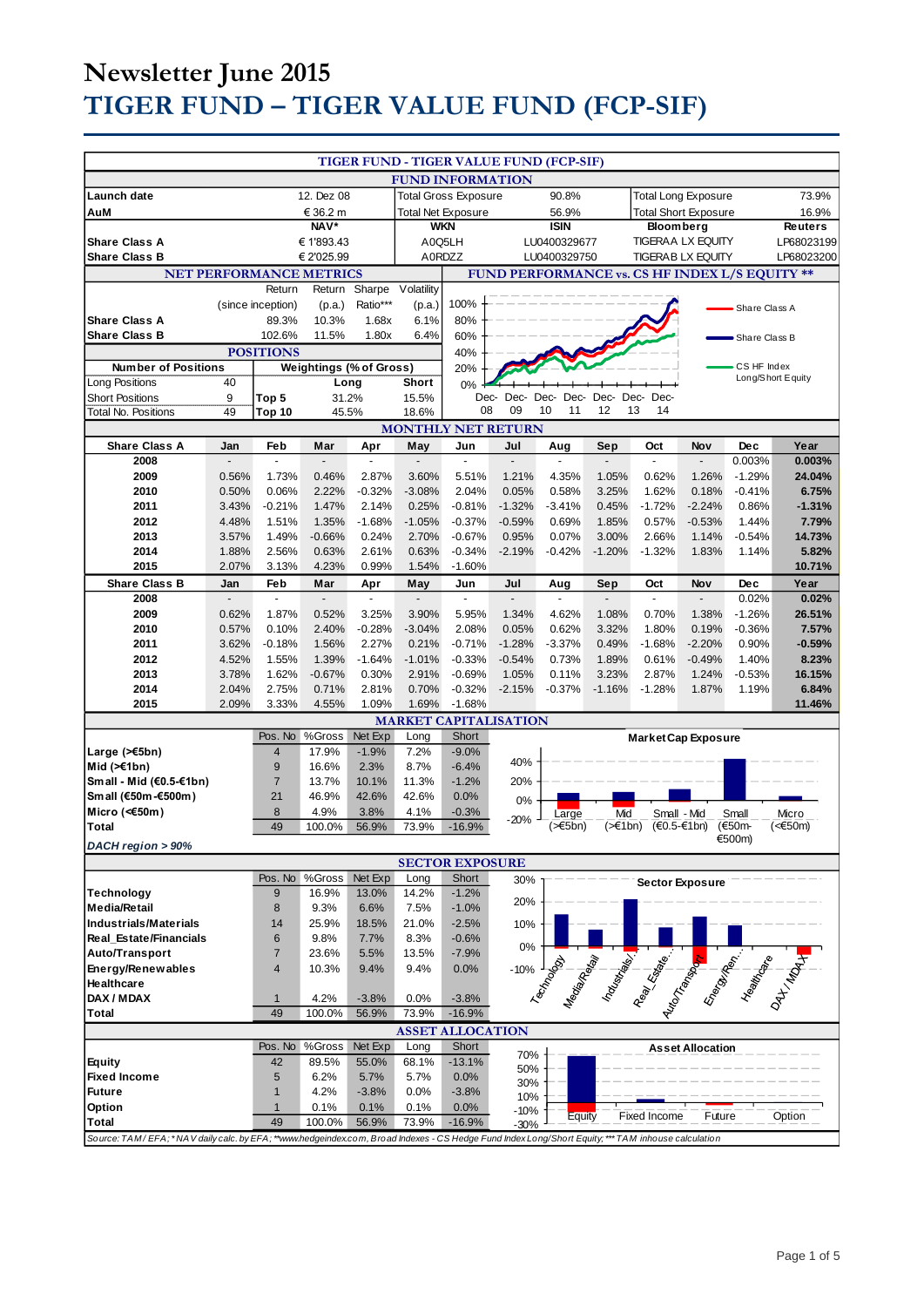# Newsletter June 2015

# TIGER FUND – TIGER VALUE FUND (FCP-SIF)

## TIGER FUND - TIGER VALUE FUND (FCP-SIF)

### FUND INFORMATION

| | | | | | |
|---|---|---|---|---|---|
| **Launch date** | 12. Dez 08 | Total Gross Exposure | 90.8% | Total Long Exposure | 73.9% |
| **AuM** | € 36.2 m | Total Net Exposure | 56.9% | Total Short Exposure | 16.9% |

| | NAV* | WKN | ISIN | Bloomberg | Reuters |
|---|---|---|---|---|---|
| **Share Class A** | € 1'893.43 | A0Q5LH | LU0400329677 | TIGERAA LX EQUITY | LP68023199 |
| **Share Class B** | € 2'025.99 | A0RDZZ | LU0400329750 | TIGERAB LX EQUITY | LP68023200 |

### NET PERFORMANCE METRICS

| | Return (since inception) | Return (p.a.) | Sharpe Ratio*** | Volatility (p.a.) |
|---|---|---|---|---|
| **Share Class A** | 89.3% | 10.3% | 1.68x | 6.1% |
| **Share Class B** | 102.6% | 11.5% | 1.80x | 6.4% |

### FUND PERFORMANCE vs. CS HF INDEX L/S EQUITY **

(Chart: Share Class A, Share Class B, CS HF Index Long/Short Equity; Dec-08 to Dec-14)

### POSITIONS

| Number of Positions | | Weightings (% of Gross) | Long | Short |
|---|---|---|---|---|
| Long Positions | 40 | | | |
| Short Positions | 9 | Top 5 | 31.2% | 15.5% |
| Total No. Positions | 49 | Top 10 | 45.5% | 18.6% |

### MONTHLY NET RETURN

| Share Class A | Jan | Feb | Mar | Apr | May | Jun | Jul | Aug | Sep | Oct | Nov | Dec | Year |
|---|---|---|---|---|---|---|---|---|---|---|---|---|---|
| **2008** | - | - | - | - | - | - | - | - | - | - | - | 0.003% | **0.003%** |
| **2009** | 0.56% | 1.73% | 0.46% | 2.87% | 3.60% | 5.51% | 1.21% | 4.35% | 1.05% | 0.62% | 1.26% | -1.29% | **24.04%** |
| **2010** | 0.50% | 0.06% | 2.22% | -0.32% | -3.08% | 2.04% | 0.05% | 0.58% | 3.25% | 1.62% | 0.18% | -0.41% | **6.75%** |
| **2011** | 3.43% | -0.21% | 1.47% | 2.14% | 0.25% | -0.81% | -1.32% | -3.41% | 0.45% | -1.72% | -2.24% | 0.86% | **-1.31%** |
| **2012** | 4.48% | 1.51% | 1.35% | -1.68% | -1.05% | -0.37% | -0.59% | 0.69% | 1.85% | 0.57% | -0.53% | 1.44% | **7.79%** |
| **2013** | 3.57% | 1.49% | -0.66% | 0.24% | 2.70% | -0.67% | 0.95% | 0.07% | 3.00% | 2.66% | 1.14% | -0.54% | **14.73%** |
| **2014** | 1.88% | 2.56% | 0.63% | 2.61% | 0.63% | -0.34% | -2.19% | -0.42% | -1.20% | -1.32% | 1.83% | 1.14% | **5.82%** |
| **2015** | 2.07% | 3.13% | 4.23% | 0.99% | 1.54% | -1.60% | | | | | | | **10.71%** |

| Share Class B | Jan | Feb | Mar | Apr | May | Jun | Jul | Aug | Sep | Oct | Nov | Dec | Year |
|---|---|---|---|---|---|---|---|---|---|---|---|---|---|
| **2008** | - | - | - | - | - | - | - | - | - | - | - | 0.02% | **0.02%** |
| **2009** | 0.62% | 1.87% | 0.52% | 3.25% | 3.90% | 5.95% | 1.34% | 4.62% | 1.08% | 0.70% | 1.38% | -1.26% | **26.51%** |
| **2010** | 0.57% | 0.10% | 2.40% | -0.28% | -3.04% | 2.08% | 0.05% | 0.62% | 3.32% | 1.80% | 0.19% | -0.36% | **7.57%** |
| **2011** | 3.62% | -0.18% | 1.56% | 2.27% | 0.21% | -0.71% | -1.28% | -3.37% | 0.49% | -1.68% | -2.20% | 0.90% | **-0.59%** |
| **2012** | 4.52% | 1.55% | 1.39% | -1.64% | -1.01% | -0.33% | -0.54% | 0.73% | 1.89% | 0.61% | -0.49% | 1.40% | **8.23%** |
| **2013** | 3.78% | 1.62% | -0.67% | 0.30% | 2.91% | -0.69% | 1.05% | 0.11% | 3.23% | 2.87% | 1.24% | -0.53% | **16.15%** |
| **2014** | 2.04% | 2.75% | 0.71% | 2.81% | 0.70% | -0.32% | -2.15% | -0.37% | -1.16% | -1.28% | 1.87% | 1.19% | **6.84%** |
| **2015** | 2.09% | 3.33% | 4.55% | 1.09% | 1.69% | -1.68% | | | | | | | **11.46%** |

### MARKET CAPITALISATION

| | Pos. No | %Gross | Net Exp | Long | Short |
|---|---|---|---|---|---|
| **Large (>€5bn)** | 4 | 17.9% | -1.9% | 7.2% | -9.0% |
| **Mid (>€1bn)** | 9 | 16.6% | 2.3% | 8.7% | -6.4% |
| **Small - Mid (€0.5-€1bn)** | 7 | 13.7% | 10.1% | 11.3% | -1.2% |
| **Small (€50m-€500m)** | 21 | 46.9% | 42.6% | 42.6% | 0.0% |
| **Micro (<€50m)** | 8 | 4.9% | 3.8% | 4.1% | -0.3% |
| **Total** | 49 | 100.0% | 56.9% | 73.9% | -16.9% |

*DACH region > 90%*

(Chart: Market Cap Exposure)

### SECTOR EXPOSURE

| | Pos. No | %Gross | Net Exp | Long | Short |
|---|---|---|---|---|---|
| **Technology** | 9 | 16.9% | 13.0% | 14.2% | -1.2% |
| **Media/Retail** | 8 | 9.3% | 6.6% | 7.5% | -1.0% |
| **Industrials/Materials** | 14 | 25.9% | 18.5% | 21.0% | -2.5% |
| **Real_Estate/Financials** | 6 | 9.8% | 7.7% | 8.3% | -0.6% |
| **Auto/Transport** | 7 | 23.6% | 5.5% | 13.5% | -7.9% |
| **Energy/Renewables** | 4 | 10.3% | 9.4% | 9.4% | 0.0% |
| **Healthcare** | | | | | |
| **DAX / MDAX** | 1 | 4.2% | -3.8% | 0.0% | -3.8% |
| **Total** | 49 | 100.0% | 56.9% | 73.9% | -16.9% |

(Chart: Sector Exposure)

### ASSET ALLOCATION

| | Pos. No | %Gross | Net Exp | Long | Short |
|---|---|---|---|---|---|
| **Equity** | 42 | 89.5% | 55.0% | 68.1% | -13.1% |
| **Fixed Income** | 5 | 6.2% | 5.7% | 5.7% | 0.0% |
| **Future** | 1 | 4.2% | -3.8% | 0.0% | -3.8% |
| **Option** | 1 | 0.1% | 0.1% | 0.1% | 0.0% |
| **Total** | 49 | 100.0% | 56.9% | 73.9% | -16.9% |

(Chart: Asset Allocation)

*Source: TAM / EFA; * NAV daily calc. by EFA; **www.hedgeindex.com, Broad Indexes - CS Hedge Fund Index Long/Short Equity; *** TAM inhouse calculation*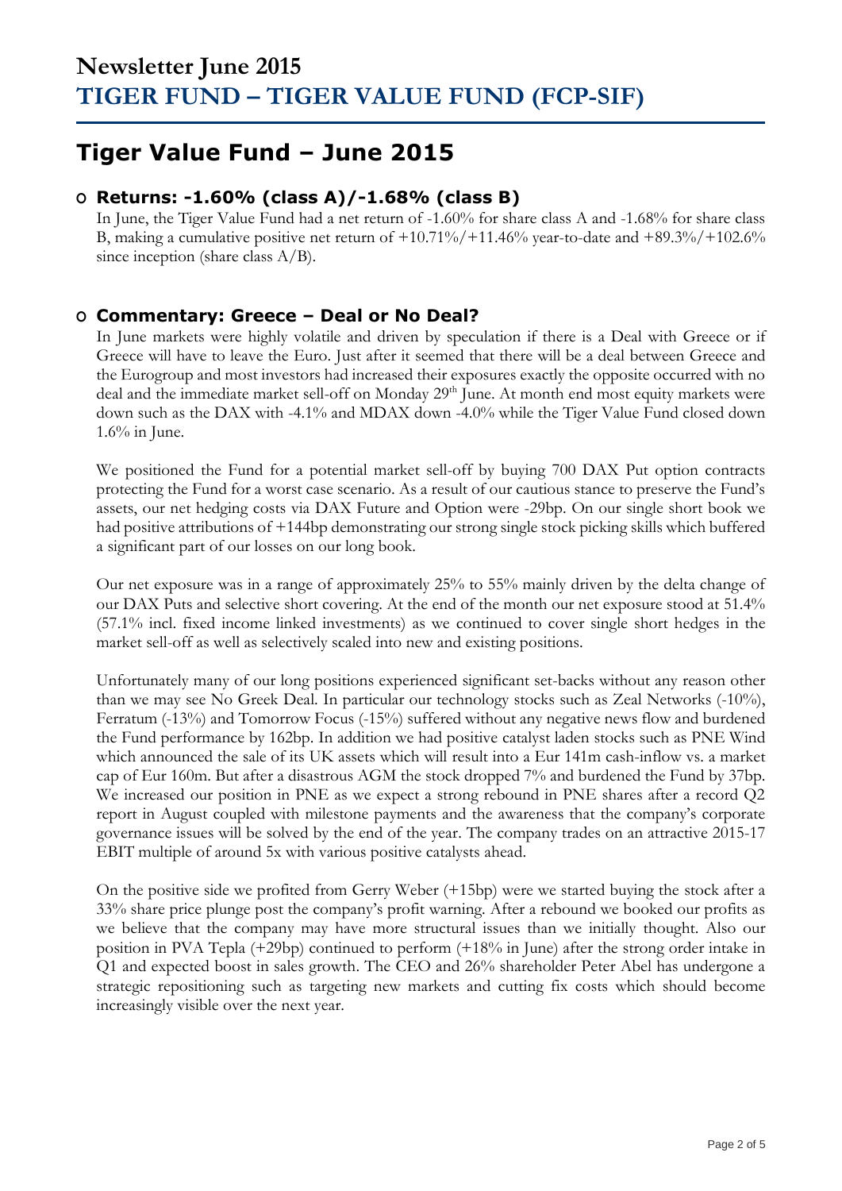# Newsletter June 2015
# TIGER FUND – TIGER VALUE FUND (FCP-SIF)

## Tiger Value Fund – June 2015

### Returns: -1.60% (class A)/-1.68% (class B)

In June, the Tiger Value Fund had a net return of -1.60% for share class A and -1.68% for share class B, making a cumulative positive net return of +10.71%/+11.46% year-to-date and +89.3%/+102.6% since inception (share class A/B).

### Commentary: Greece – Deal or No Deal?

In June markets were highly volatile and driven by speculation if there is a Deal with Greece or if Greece will have to leave the Euro. Just after it seemed that there will be a deal between Greece and the Eurogroup and most investors had increased their exposures exactly the opposite occurred with no deal and the immediate market sell-off on Monday 29th June. At month end most equity markets were down such as the DAX with -4.1% and MDAX down -4.0% while the Tiger Value Fund closed down 1.6% in June.

We positioned the Fund for a potential market sell-off by buying 700 DAX Put option contracts protecting the Fund for a worst case scenario. As a result of our cautious stance to preserve the Fund's assets, our net hedging costs via DAX Future and Option were -29bp. On our single short book we had positive attributions of +144bp demonstrating our strong single stock picking skills which buffered a significant part of our losses on our long book.

Our net exposure was in a range of approximately 25% to 55% mainly driven by the delta change of our DAX Puts and selective short covering. At the end of the month our net exposure stood at 51.4% (57.1% incl. fixed income linked investments) as we continued to cover single short hedges in the market sell-off as well as selectively scaled into new and existing positions.

Unfortunately many of our long positions experienced significant set-backs without any reason other than we may see No Greek Deal. In particular our technology stocks such as Zeal Networks (-10%), Ferratum (-13%) and Tomorrow Focus (-15%) suffered without any negative news flow and burdened the Fund performance by 162bp. In addition we had positive catalyst laden stocks such as PNE Wind which announced the sale of its UK assets which will result into a Eur 141m cash-inflow vs. a market cap of Eur 160m. But after a disastrous AGM the stock dropped 7% and burdened the Fund by 37bp. We increased our position in PNE as we expect a strong rebound in PNE shares after a record Q2 report in August coupled with milestone payments and the awareness that the company's corporate governance issues will be solved by the end of the year. The company trades on an attractive 2015-17 EBIT multiple of around 5x with various positive catalysts ahead.

On the positive side we profited from Gerry Weber (+15bp) were we started buying the stock after a 33% share price plunge post the company's profit warning. After a rebound we booked our profits as we believe that the company may have more structural issues than we initially thought. Also our position in PVA Tepla (+29bp) continued to perform (+18% in June) after the strong order intake in Q1 and expected boost in sales growth. The CEO and 26% shareholder Peter Abel has undergone a strategic repositioning such as targeting new markets and cutting fix costs which should become increasingly visible over the next year.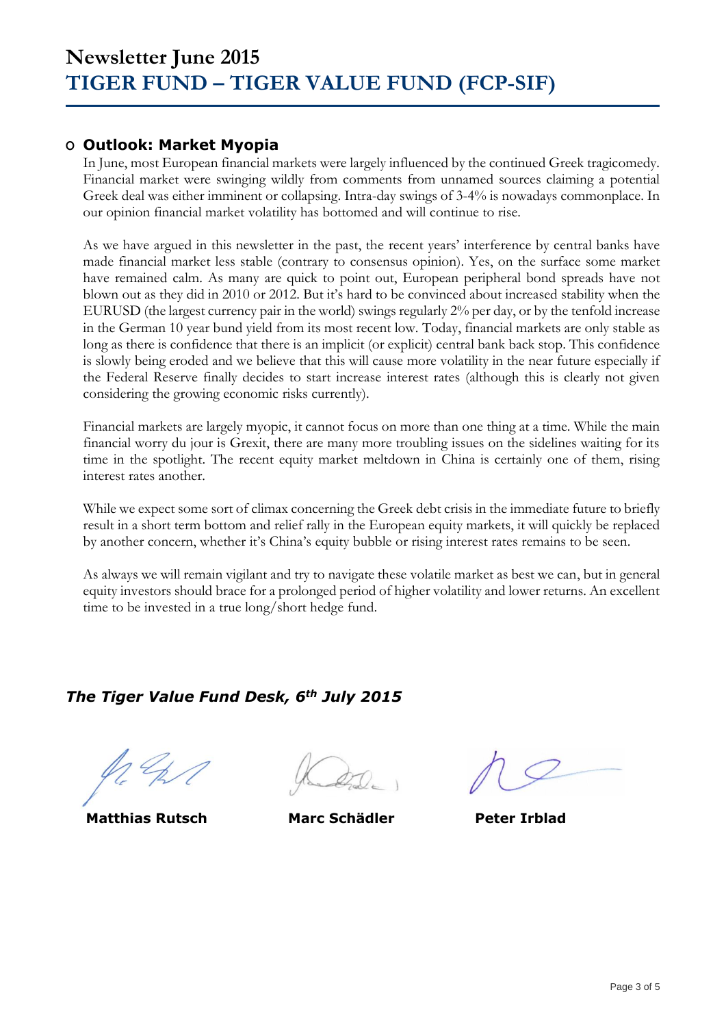# Newsletter June 2015
# TIGER FUND – TIGER VALUE FUND (FCP-SIF)

## Outlook: Market Myopia

In June, most European financial markets were largely influenced by the continued Greek tragicomedy. Financial market were swinging wildly from comments from unnamed sources claiming a potential Greek deal was either imminent or collapsing. Intra-day swings of 3-4% is nowadays commonplace. In our opinion financial market volatility has bottomed and will continue to rise.

As we have argued in this newsletter in the past, the recent years' interference by central banks have made financial market less stable (contrary to consensus opinion). Yes, on the surface some market have remained calm. As many are quick to point out, European peripheral bond spreads have not blown out as they did in 2010 or 2012. But it's hard to be convinced about increased stability when the EURUSD (the largest currency pair in the world) swings regularly 2% per day, or by the tenfold increase in the German 10 year bund yield from its most recent low. Today, financial markets are only stable as long as there is confidence that there is an implicit (or explicit) central bank back stop. This confidence is slowly being eroded and we believe that this will cause more volatility in the near future especially if the Federal Reserve finally decides to start increase interest rates (although this is clearly not given considering the growing economic risks currently).

Financial markets are largely myopic, it cannot focus on more than one thing at a time. While the main financial worry du jour is Grexit, there are many more troubling issues on the sidelines waiting for its time in the spotlight. The recent equity market meltdown in China is certainly one of them, rising interest rates another.

While we expect some sort of climax concerning the Greek debt crisis in the immediate future to briefly result in a short term bottom and relief rally in the European equity markets, it will quickly be replaced by another concern, whether it's China's equity bubble or rising interest rates remains to be seen.

As always we will remain vigilant and try to navigate these volatile market as best we can, but in general equity investors should brace for a prolonged period of higher volatility and lower returns. An excellent time to be invested in a true long/short hedge fund.

***The Tiger Value Fund Desk, 6th July 2015***

**Matthias Rutsch** **Marc Schädler** **Peter Irblad**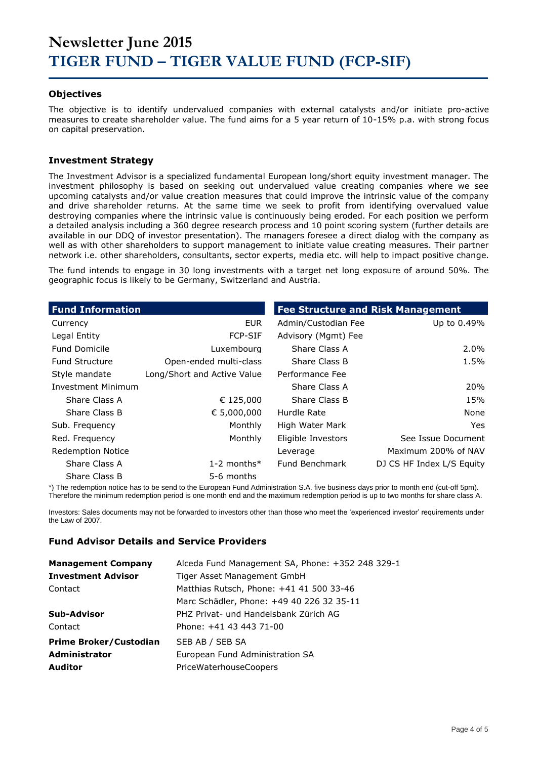# Newsletter June 2015

# TIGER FUND – TIGER VALUE FUND (FCP-SIF)

### Objectives

The objective is to identify undervalued companies with external catalysts and/or initiate pro-active measures to create shareholder value. The fund aims for a 5 year return of 10-15% p.a. with strong focus on capital preservation.

### Investment Strategy

The Investment Advisor is a specialized fundamental European long/short equity investment manager. The investment philosophy is based on seeking out undervalued value creating companies where we see upcoming catalysts and/or value creation measures that could improve the intrinsic value of the company and drive shareholder returns. At the same time we seek to profit from identifying overvalued value destroying companies where the intrinsic value is continuously being eroded. For each position we perform a detailed analysis including a 360 degree research process and 10 point scoring system (further details are available in our DDQ of investor presentation). The managers foresee a direct dialog with the company as well as with other shareholders to support management to initiate value creating measures. Their partner network i.e. other shareholders, consultants, sector experts, media etc. will help to impact positive change.

The fund intends to engage in 30 long investments with a target net long exposure of around 50%. The geographic focus is likely to be Germany, Switzerland and Austria.

| Fund Information | |
|---|---|
| Currency | EUR |
| Legal Entity | FCP-SIF |
| Fund Domicile | Luxembourg |
| Fund Structure | Open-ended multi-class |
| Style mandate | Long/Short and Active Value |
| Investment Minimum | |
| Share Class A | € 125,000 |
| Share Class B | € 5,000,000 |
| Sub. Frequency | Monthly |
| Red. Frequency | Monthly |
| Redemption Notice | |
| Share Class A | 1-2 months* |
| Share Class B | 5-6 months |

| Fee Structure and Risk Management | |
|---|---|
| Admin/Custodian Fee | Up to 0.49% |
| Advisory (Mgmt) Fee | |
| Share Class A | 2.0% |
| Share Class B | 1.5% |
| Performance Fee | |
| Share Class A | 20% |
| Share Class B | 15% |
| Hurdle Rate | None |
| High Water Mark | Yes |
| Eligible Investors | See Issue Document |
| Leverage | Maximum 200% of NAV |
| Fund Benchmark | DJ CS HF Index L/S Equity |

*) The redemption notice has to be send to the European Fund Administration S.A. five business days prior to month end (cut-off 5pm). Therefore the minimum redemption period is one month end and the maximum redemption period is up to two months for share class A.

Investors: Sales documents may not be forwarded to investors other than those who meet the 'experienced investor' requirements under the Law of 2007.

### Fund Advisor Details and Service Providers

| | |
|---|---|
| **Management Company** | Alceda Fund Management SA, Phone: +352 248 329-1 |
| **Investment Advisor** | Tiger Asset Management GmbH |
| Contact | Matthias Rutsch, Phone: +41 41 500 33-46 |
| | Marc Schädler, Phone: +49 40 226 32 35-11 |
| **Sub-Advisor** | PHZ Privat- und Handelsbank Zürich AG |
| Contact | Phone: +41 43 443 71-00 |
| **Prime Broker/Custodian** | SEB AB / SEB SA |
| **Administrator** | European Fund Administration SA |
| **Auditor** | PriceWaterhouseCoopers |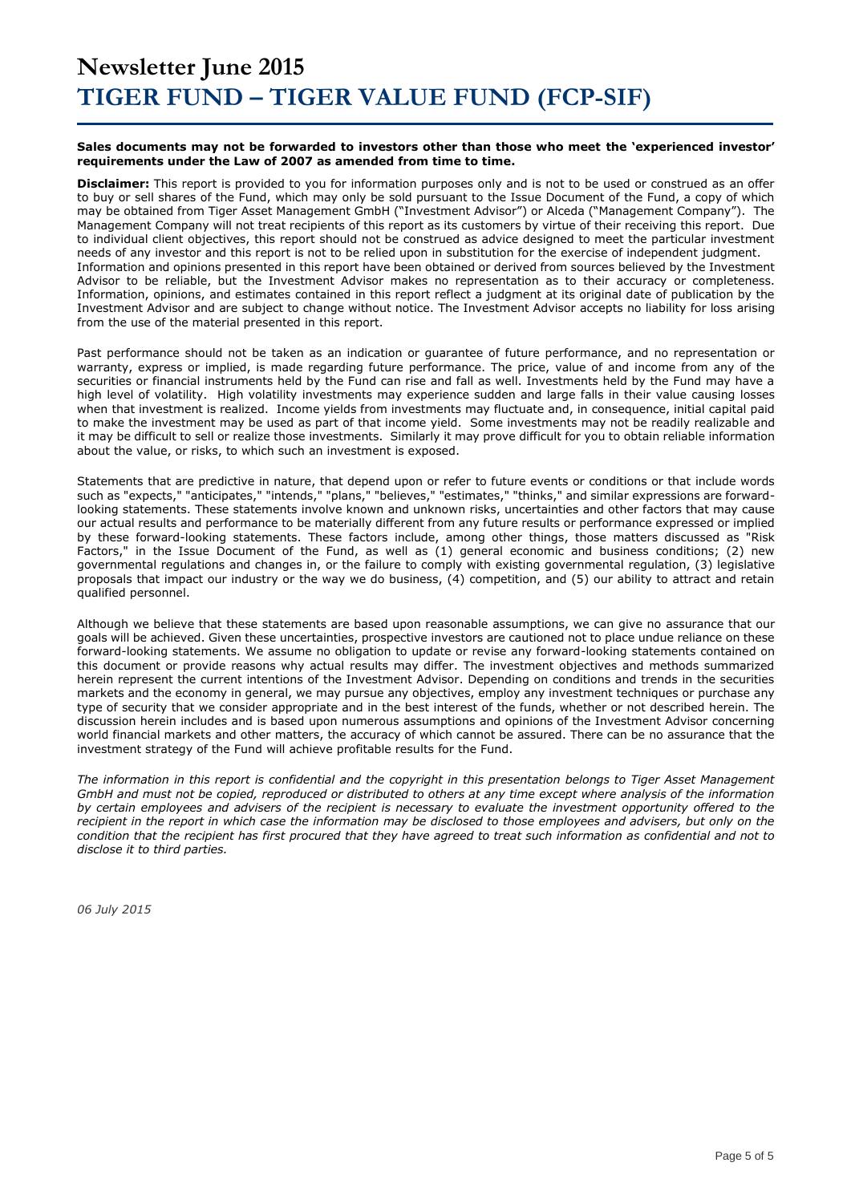# Newsletter June 2015
# TIGER FUND – TIGER VALUE FUND (FCP-SIF)

**Sales documents may not be forwarded to investors other than those who meet the 'experienced investor' requirements under the Law of 2007 as amended from time to time.**

**Disclaimer:** This report is provided to you for information purposes only and is not to be used or construed as an offer to buy or sell shares of the Fund, which may only be sold pursuant to the Issue Document of the Fund, a copy of which may be obtained from Tiger Asset Management GmbH ("Investment Advisor") or Alceda ("Management Company"). The Management Company will not treat recipients of this report as its customers by virtue of their receiving this report. Due to individual client objectives, this report should not be construed as advice designed to meet the particular investment needs of any investor and this report is not to be relied upon in substitution for the exercise of independent judgment. Information and opinions presented in this report have been obtained or derived from sources believed by the Investment Advisor to be reliable, but the Investment Advisor makes no representation as to their accuracy or completeness. Information, opinions, and estimates contained in this report reflect a judgment at its original date of publication by the Investment Advisor and are subject to change without notice. The Investment Advisor accepts no liability for loss arising from the use of the material presented in this report.

Past performance should not be taken as an indication or guarantee of future performance, and no representation or warranty, express or implied, is made regarding future performance. The price, value of and income from any of the securities or financial instruments held by the Fund can rise and fall as well. Investments held by the Fund may have a high level of volatility. High volatility investments may experience sudden and large falls in their value causing losses when that investment is realized. Income yields from investments may fluctuate and, in consequence, initial capital paid to make the investment may be used as part of that income yield. Some investments may not be readily realizable and it may be difficult to sell or realize those investments. Similarly it may prove difficult for you to obtain reliable information about the value, or risks, to which such an investment is exposed.

Statements that are predictive in nature, that depend upon or refer to future events or conditions or that include words such as "expects," "anticipates," "intends," "plans," "believes," "estimates," "thinks," and similar expressions are forward-looking statements. These statements involve known and unknown risks, uncertainties and other factors that may cause our actual results and performance to be materially different from any future results or performance expressed or implied by these forward-looking statements. These factors include, among other things, those matters discussed as "Risk Factors," in the Issue Document of the Fund, as well as (1) general economic and business conditions; (2) new governmental regulations and changes in, or the failure to comply with existing governmental regulation, (3) legislative proposals that impact our industry or the way we do business, (4) competition, and (5) our ability to attract and retain qualified personnel.

Although we believe that these statements are based upon reasonable assumptions, we can give no assurance that our goals will be achieved. Given these uncertainties, prospective investors are cautioned not to place undue reliance on these forward-looking statements. We assume no obligation to update or revise any forward-looking statements contained on this document or provide reasons why actual results may differ. The investment objectives and methods summarized herein represent the current intentions of the Investment Advisor. Depending on conditions and trends in the securities markets and the economy in general, we may pursue any objectives, employ any investment techniques or purchase any type of security that we consider appropriate and in the best interest of the funds, whether or not described herein. The discussion herein includes and is based upon numerous assumptions and opinions of the Investment Advisor concerning world financial markets and other matters, the accuracy of which cannot be assured. There can be no assurance that the investment strategy of the Fund will achieve profitable results for the Fund.

*The information in this report is confidential and the copyright in this presentation belongs to Tiger Asset Management GmbH and must not be copied, reproduced or distributed to others at any time except where analysis of the information by certain employees and advisers of the recipient is necessary to evaluate the investment opportunity offered to the recipient in the report in which case the information may be disclosed to those employees and advisers, but only on the condition that the recipient has first procured that they have agreed to treat such information as confidential and not to disclose it to third parties.*

*06 July 2015*